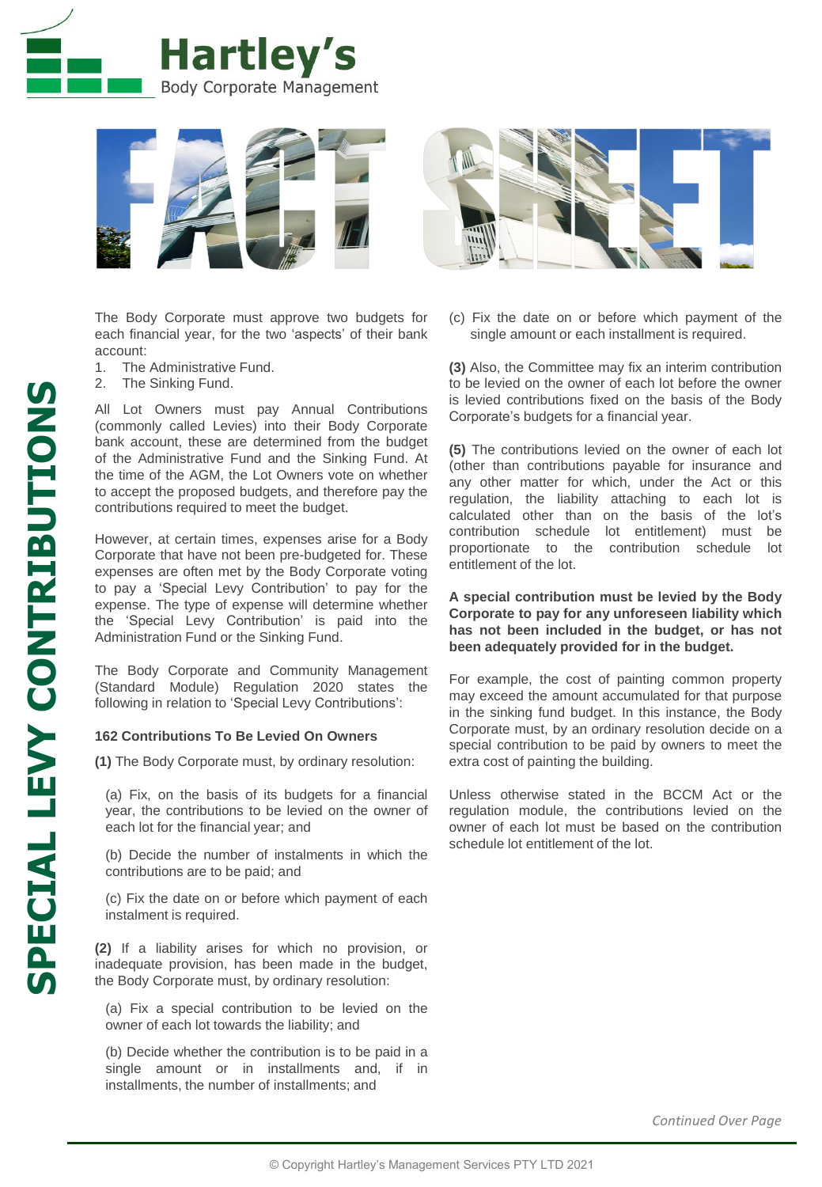Hartley's
Body Corporate Management

# FACT SHEET

## SPECIAL LEVY CONTRIBUTIONS

The Body Corporate must approve two budgets for each financial year, for the two 'aspects' of their bank account:

1. The Administrative Fund.
2. The Sinking Fund.

All Lot Owners must pay Annual Contributions (commonly called Levies) into their Body Corporate bank account, these are determined from the budget of the Administrative Fund and the Sinking Fund. At the time of the AGM, the Lot Owners vote on whether to accept the proposed budgets, and therefore pay the contributions required to meet the budget.

However, at certain times, expenses arise for a Body Corporate that have not been pre-budgeted for. These expenses are often met by the Body Corporate voting to pay a 'Special Levy Contribution' to pay for the expense. The type of expense will determine whether the 'Special Levy Contribution' is paid into the Administration Fund or the Sinking Fund.

The Body Corporate and Community Management (Standard Module) Regulation 2020 states the following in relation to 'Special Levy Contributions':

**162 Contributions To Be Levied On Owners**

**(1)** The Body Corporate must, by ordinary resolution:

(a) Fix, on the basis of its budgets for a financial year, the contributions to be levied on the owner of each lot for the financial year; and

(b) Decide the number of instalments in which the contributions are to be paid; and

(c) Fix the date on or before which payment of each instalment is required.

**(2)** If a liability arises for which no provision, or inadequate provision, has been made in the budget, the Body Corporate must, by ordinary resolution:

(a) Fix a special contribution to be levied on the owner of each lot towards the liability; and

(b) Decide whether the contribution is to be paid in a single amount or in installments and, if in installments, the number of installments; and

(c) Fix the date on or before which payment of the single amount or each installment is required.

**(3)** Also, the Committee may fix an interim contribution to be levied on the owner of each lot before the owner is levied contributions fixed on the basis of the Body Corporate's budgets for a financial year.

**(5)** The contributions levied on the owner of each lot (other than contributions payable for insurance and any other matter for which, under the Act or this regulation, the liability attaching to each lot is calculated other than on the basis of the lot's contribution schedule lot entitlement) must be proportionate to the contribution schedule lot entitlement of the lot.

**A special contribution must be levied by the Body Corporate to pay for any unforeseen liability which has not been included in the budget, or has not been adequately provided for in the budget.**

For example, the cost of painting common property may exceed the amount accumulated for that purpose in the sinking fund budget. In this instance, the Body Corporate must, by an ordinary resolution decide on a special contribution to be paid by owners to meet the extra cost of painting the building.

Unless otherwise stated in the BCCM Act or the regulation module, the contributions levied on the owner of each lot must be based on the contribution schedule lot entitlement of the lot.

*Continued Over Page*

© Copyright Hartley's Management Services PTY LTD 2021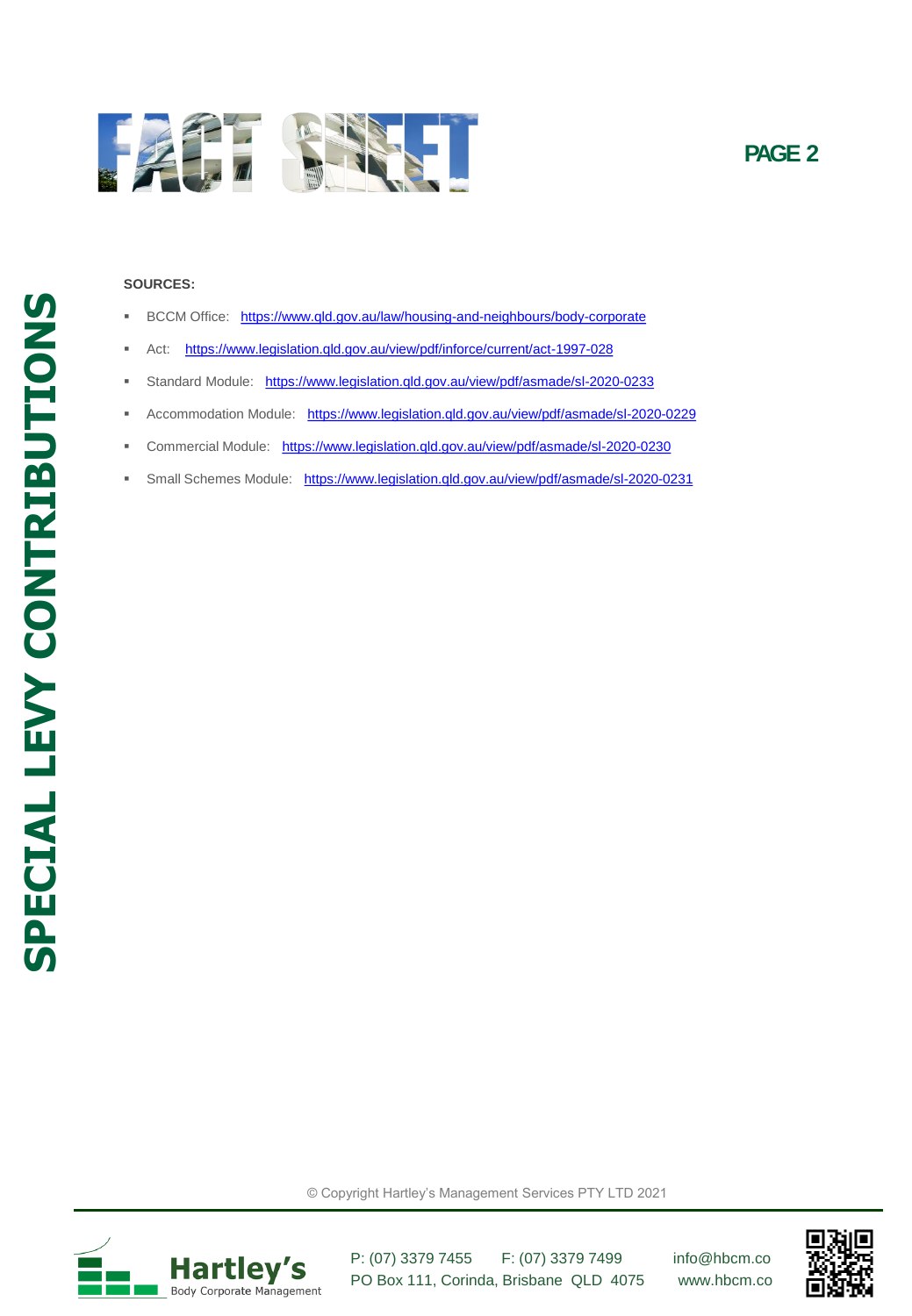**SOURCES:**

- BCCM Office: https://www.qld.gov.au/law/housing-and-neighbours/body-corporate
- Act: https://www.legislation.qld.gov.au/view/pdf/inforce/current/act-1997-028
- Standard Module: https://www.legislation.qld.gov.au/view/pdf/asmade/sl-2020-0233
- Accommodation Module: https://www.legislation.qld.gov.au/view/pdf/asmade/sl-2020-0229
- Commercial Module: https://www.legislation.qld.gov.au/view/pdf/asmade/sl-2020-0230
- Small Schemes Module: https://www.legislation.qld.gov.au/view/pdf/asmade/sl-2020-0231

© Copyright Hartley's Management Services PTY LTD 2021